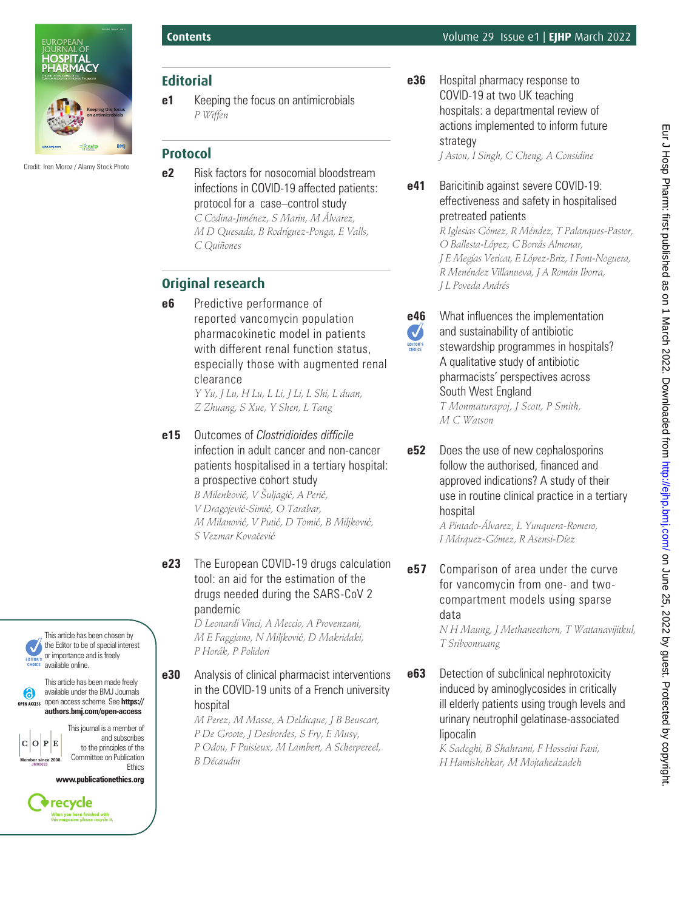Credit: Iren Moroz / Alamy Stock Photo

# Contents

## Editorial

**e1** Keeping the focus on antimicrobials
*P Wiffen*

## Protocol

**e2** Risk factors for nosocomial bloodstream infections in COVID-19 affected patients: protocol for a case–control study
*C Codina-Jiménez, S Marin, M Álvarez, M D Quesada, B Rodríguez-Ponga, E Valls, C Quiñones*

## Original research

**e6** Predictive performance of reported vancomycin population pharmacokinetic model in patients with different renal function status, especially those with augmented renal clearance
*Y Yu, J Lu, H Lu, L Li, J Li, L Shi, L duan, Z Zhuang, S Xue, Y Shen, L Tang*

**e15** Outcomes of *Clostridioides difficile* infection in adult cancer and non-cancer patients hospitalised in a tertiary hospital: a prospective cohort study
*B Milenković, V Šuljagić, A Perić, V Dragojević-Simić, O Tarabar, M Milanović, V Putić, D Tomić, B Miljković, S Vezmar Kovačević*

**e23** The European COVID-19 drugs calculation tool: an aid for the estimation of the drugs needed during the SARS-CoV 2 pandemic
*D Leonardi Vinci, A Meccio, A Provenzani, M E Faggiano, N Miljković, D Makridaki, P Horák, P Polidori*

**e30** Analysis of clinical pharmacist interventions in the COVID-19 units of a French university hospital
*M Perez, M Masse, A Deldicque, J B Beuscart, P De Groote, J Desbordes, S Fry, E Musy, P Odou, F Puisieux, M Lambert, A Scherpereel, B Décaudin*

**e36** Hospital pharmacy response to COVID-19 at two UK teaching hospitals: a departmental review of actions implemented to inform future strategy
*J Aston, I Singh, C Cheng, A Considine*

**e41** Baricitinib against severe COVID-19: effectiveness and safety in hospitalised pretreated patients
*R Iglesias Gómez, R Méndez, T Palanques-Pastor, O Ballesta-López, C Borrás Almenar, J E Megías Vericat, E López-Briz, I Font-Noguera, R Menéndez Villanueva, J A Román Iborra, J L Poveda Andrés*

**e46** (Editor's choice) What influences the implementation and sustainability of antibiotic stewardship programmes in hospitals? A qualitative study of antibiotic pharmacists' perspectives across South West England
*T Monmaturapoj, J Scott, P Smith, M C Watson*

**e52** Does the use of new cephalosporins follow the authorised, financed and approved indications? A study of their use in routine clinical practice in a tertiary hospital
*A Pintado-Álvarez, L Yunquera-Romero, I Márquez-Gómez, R Asensi-Díez*

**e57** Comparison of area under the curve for vancomycin from one- and two-compartment models using sparse data
*N H Maung, J Methaneethorn, T Wattanavijitkul, T Sriboonruang*

**e63** Detection of subclinical nephrotoxicity induced by aminoglycosides in critically ill elderly patients using trough levels and urinary neutrophil gelatinase-associated lipocalin
*K Sadeghi, B Shahrami, F Hosseini Fani, H Hamishehkar, M Mojtahedzadeh*

This article has been chosen by the Editor to be of special interest or importance and is freely available online.

This article has been made freely available under the BMJ Journals open access scheme. See **https://authors.bmj.com/open-access**

This journal is a member of and subscribes to the principles of the Committee on Publication Ethics
**www.publicationethics.org**

recycle — When you have finished with this magazine please recycle it.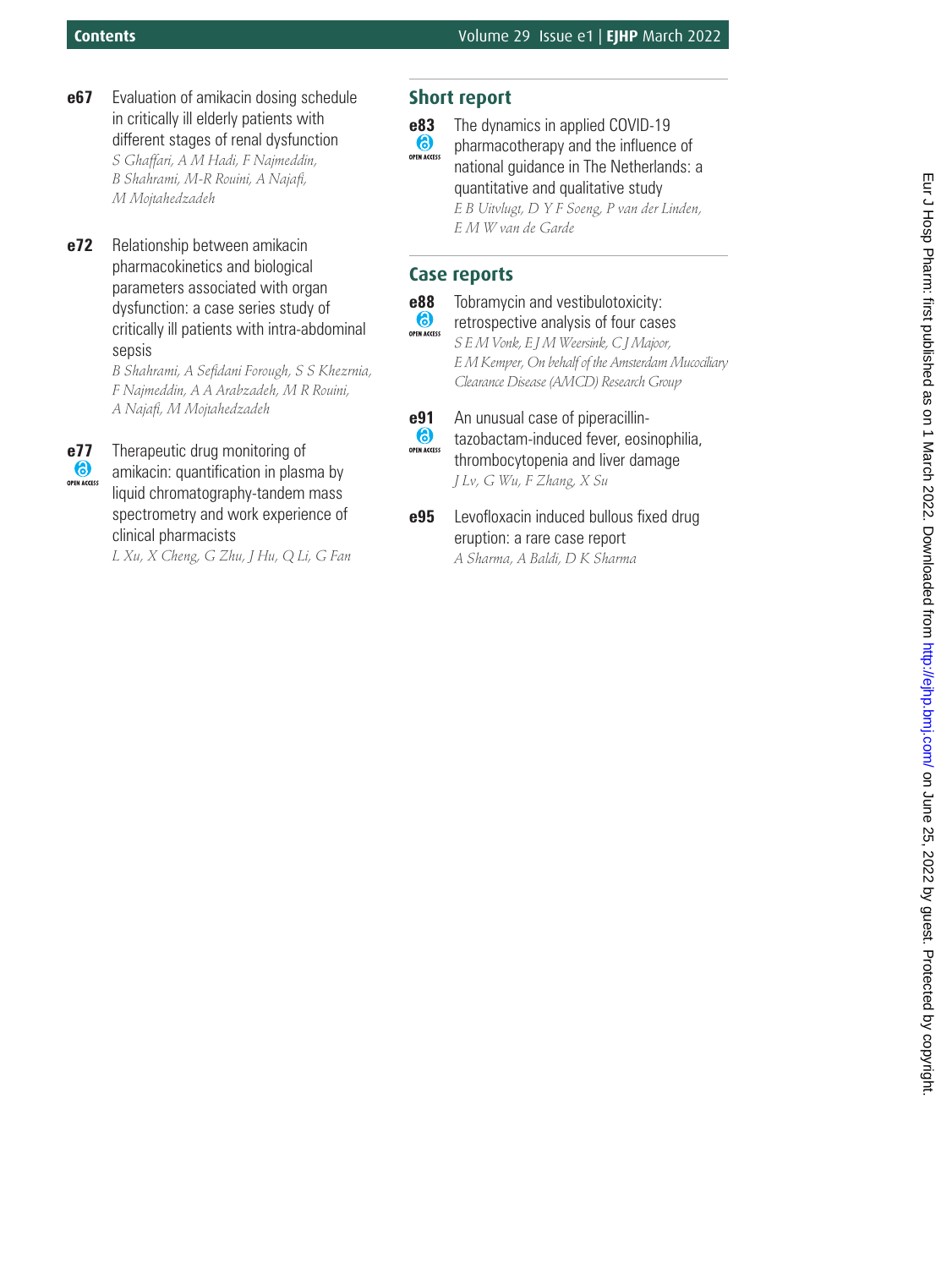**e67** Evaluation of amikacin dosing schedule in critically ill elderly patients with different stages of renal dysfunction
*S Ghaffari, A M Hadi, F Najmeddin, B Shahrami, M-R Rouini, A Najafi, M Mojtahedzadeh*

**e72** Relationship between amikacin pharmacokinetics and biological parameters associated with organ dysfunction: a case series study of critically ill patients with intra-abdominal sepsis
*B Shahrami, A Sefidani Forough, S S Khezrnia, F Najmeddin, A A Arabzadeh, M R Rouini, A Najafi, M Mojtahedzadeh*

**e77** OPEN ACCESS Therapeutic drug monitoring of amikacin: quantification in plasma by liquid chromatography-tandem mass spectrometry and work experience of clinical pharmacists
*L Xu, X Cheng, G Zhu, J Hu, Q Li, G Fan*

## Short report

**e83** OPEN ACCESS The dynamics in applied COVID-19 pharmacotherapy and the influence of national guidance in The Netherlands: a quantitative and qualitative study
*E B Uitvlugt, D Y F Soeng, P van der Linden, E M W van de Garde*

## Case reports

**e88** OPEN ACCESS Tobramycin and vestibulotoxicity: retrospective analysis of four cases
*S E M Vonk, E J M Weersink, C J Majoor, E M Kemper, On behalf of the Amsterdam Mucociliary Clearance Disease (AMCD) Research Group*

**e91** OPEN ACCESS An unusual case of piperacillin-tazobactam-induced fever, eosinophilia, thrombocytopenia and liver damage
*J Lv, G Wu, F Zhang, X Su*

**e95** Levofloxacin induced bullous fixed drug eruption: a rare case report
*A Sharma, A Baldi, D K Sharma*